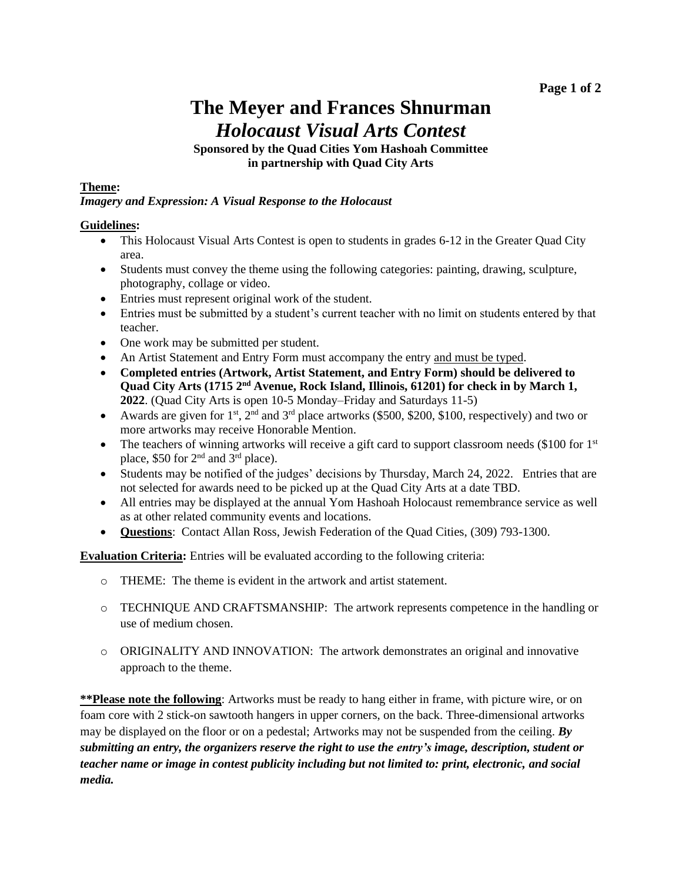# The Meyer and Frances Shnurman
## *Holocaust Visual Arts Contest*

**Sponsored by the Quad Cities Yom Hashoah Committee in partnership with Quad City Arts**

**Theme:**

***Imagery and Expression: A Visual Response to the Holocaust***

**Guidelines:**

- This Holocaust Visual Arts Contest is open to students in grades 6-12 in the Greater Quad City area.
- Students must convey the theme using the following categories: painting, drawing, sculpture, photography, collage or video.
- Entries must represent original work of the student.
- Entries must be submitted by a student's current teacher with no limit on students entered by that teacher.
- One work may be submitted per student.
- An Artist Statement and Entry Form must accompany the entry and must be typed.
- **Completed entries (Artwork, Artist Statement, and Entry Form) should be delivered to Quad City Arts (1715 2nd Avenue, Rock Island, Illinois, 61201) for check in by March 1, 2022**. (Quad City Arts is open 10-5 Monday–Friday and Saturdays 11-5)
- Awards are given for 1st, 2nd and 3rd place artworks ($500, $200, $100, respectively) and two or more artworks may receive Honorable Mention.
- The teachers of winning artworks will receive a gift card to support classroom needs ($100 for 1st place, $50 for 2nd and 3rd place).
- Students may be notified of the judges' decisions by Thursday, March 24, 2022. Entries that are not selected for awards need to be picked up at the Quad City Arts at a date TBD.
- All entries may be displayed at the annual Yom Hashoah Holocaust remembrance service as well as at other related community events and locations.
- **Questions**: Contact Allan Ross, Jewish Federation of the Quad Cities, (309) 793-1300.

**Evaluation Criteria:** Entries will be evaluated according to the following criteria:

- THEME: The theme is evident in the artwork and artist statement.
- TECHNIQUE AND CRAFTSMANSHIP: The artwork represents competence in the handling or use of medium chosen.
- ORIGINALITY AND INNOVATION: The artwork demonstrates an original and innovative approach to the theme.

**\*\*Please note the following**: Artworks must be ready to hang either in frame, with picture wire, or on foam core with 2 stick-on sawtooth hangers in upper corners, on the back. Three-dimensional artworks may be displayed on the floor or on a pedestal; Artworks may not be suspended from the ceiling. ***By submitting an entry, the organizers reserve the right to use the entry's image, description, student or teacher name or image in contest publicity including but not limited to: print, electronic, and social media.***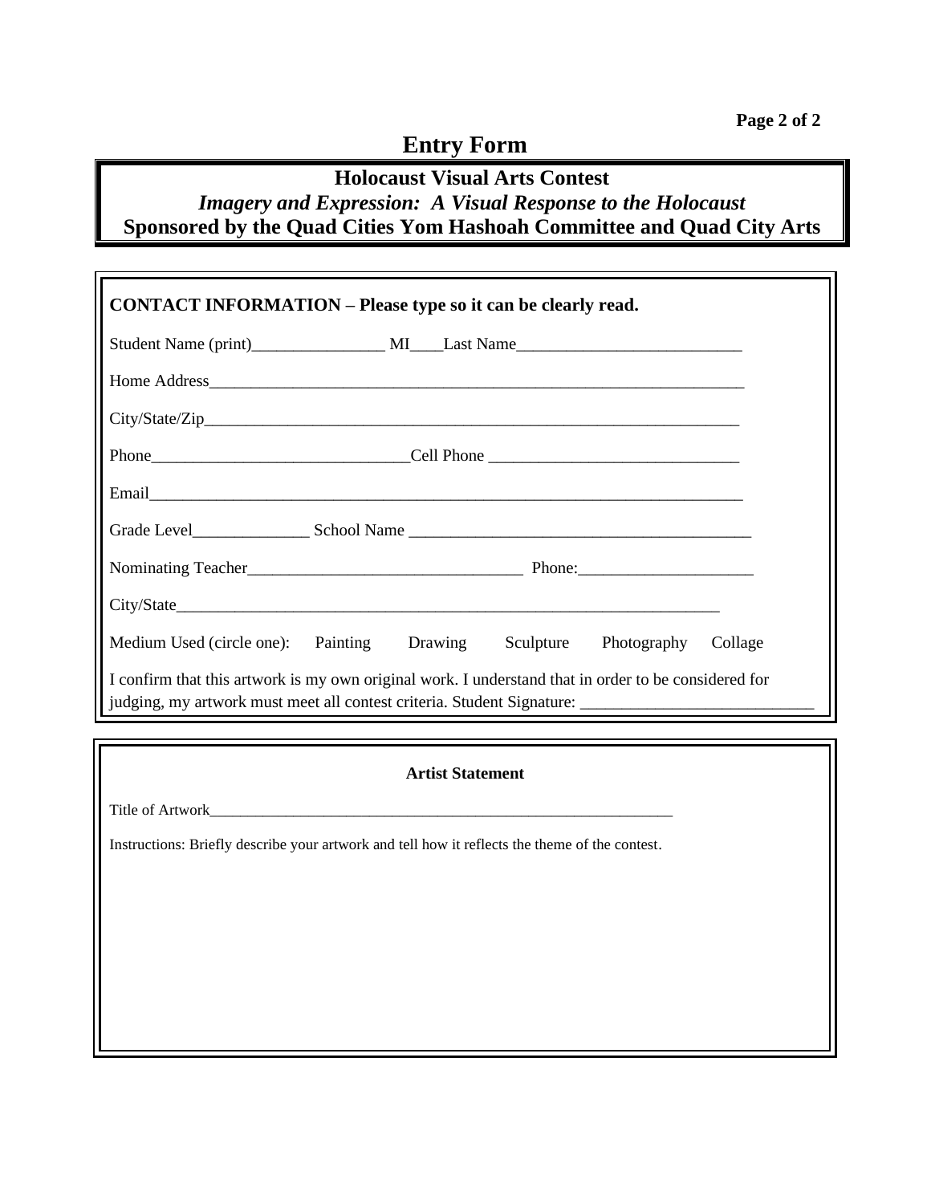# Entry Form

**Holocaust Visual Arts Contest**
***Imagery and Expression: A Visual Response to the Holocaust***
**Sponsored by the Quad Cities Yom Hashoah Committee and Quad City Arts**

**CONTACT INFORMATION – Please type so it can be clearly read.**

Student Name (print)________________ MI____Last Name___________________________

Home Address____________________________________________________________________

City/State/Zip____________________________________________________________________

Phone_______________________________Cell Phone ______________________________

Email___________________________________________________________________________

Grade Level______________ School Name __________________________________________

Nominating Teacher_________________________________ Phone:_____________________

City/State_______________________________________________________________________

Medium Used (circle one): Painting Drawing Sculpture Photography Collage

I confirm that this artwork is my own original work. I understand that in order to be considered for judging, my artwork must meet all contest criteria. Student Signature: ____________________________

**Artist Statement**

Title of Artwork___________________________________________________________

Instructions: Briefly describe your artwork and tell how it reflects the theme of the contest.